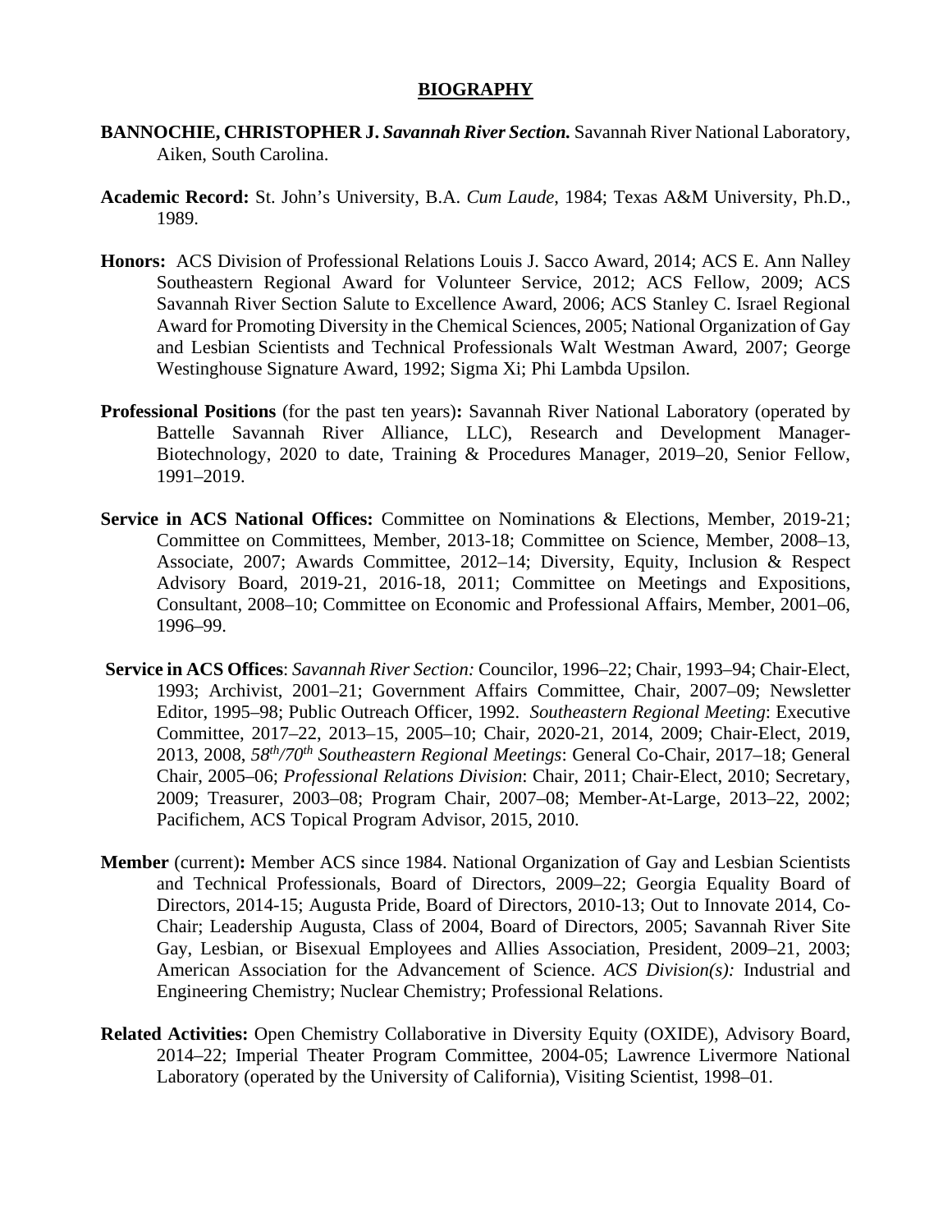# BIOGRAPHY

**BANNOCHIE, CHRISTOPHER J.** ***Savannah River Section.*** Savannah River National Laboratory, Aiken, South Carolina.

**Academic Record:** St. John's University, B.A. *Cum Laude*, 1984; Texas A&M University, Ph.D., 1989.

**Honors:** ACS Division of Professional Relations Louis J. Sacco Award, 2014; ACS E. Ann Nalley Southeastern Regional Award for Volunteer Service, 2012; ACS Fellow, 2009; ACS Savannah River Section Salute to Excellence Award, 2006; ACS Stanley C. Israel Regional Award for Promoting Diversity in the Chemical Sciences, 2005; National Organization of Gay and Lesbian Scientists and Technical Professionals Walt Westman Award, 2007; George Westinghouse Signature Award, 1992; Sigma Xi; Phi Lambda Upsilon.

**Professional Positions** (for the past ten years)**:** Savannah River National Laboratory (operated by Battelle Savannah River Alliance, LLC), Research and Development Manager-Biotechnology, 2020 to date, Training & Procedures Manager, 2019–20, Senior Fellow, 1991–2019.

**Service in ACS National Offices:** Committee on Nominations & Elections, Member, 2019-21; Committee on Committees, Member, 2013-18; Committee on Science, Member, 2008–13, Associate, 2007; Awards Committee, 2012–14; Diversity, Equity, Inclusion & Respect Advisory Board, 2019-21, 2016-18, 2011; Committee on Meetings and Expositions, Consultant, 2008–10; Committee on Economic and Professional Affairs, Member, 2001–06, 1996–99.

**Service in ACS Offices**: *Savannah River Section:* Councilor, 1996–22; Chair, 1993–94; Chair-Elect, 1993; Archivist, 2001–21; Government Affairs Committee, Chair, 2007–09; Newsletter Editor, 1995–98; Public Outreach Officer, 1992. *Southeastern Regional Meeting*: Executive Committee, 2017–22, 2013–15, 2005–10; Chair, 2020-21, 2014, 2009; Chair-Elect, 2019, 2013, 2008, *58th/70th Southeastern Regional Meetings*: General Co-Chair, 2017–18; General Chair, 2005–06; *Professional Relations Division*: Chair, 2011; Chair-Elect, 2010; Secretary, 2009; Treasurer, 2003–08; Program Chair, 2007–08; Member-At-Large, 2013–22, 2002; Pacifichem, ACS Topical Program Advisor, 2015, 2010.

**Member** (current)**:** Member ACS since 1984. National Organization of Gay and Lesbian Scientists and Technical Professionals, Board of Directors, 2009–22; Georgia Equality Board of Directors, 2014-15; Augusta Pride, Board of Directors, 2010-13; Out to Innovate 2014, Co-Chair; Leadership Augusta, Class of 2004, Board of Directors, 2005; Savannah River Site Gay, Lesbian, or Bisexual Employees and Allies Association, President, 2009–21, 2003; American Association for the Advancement of Science. *ACS Division(s):* Industrial and Engineering Chemistry; Nuclear Chemistry; Professional Relations.

**Related Activities:** Open Chemistry Collaborative in Diversity Equity (OXIDE), Advisory Board, 2014–22; Imperial Theater Program Committee, 2004-05; Lawrence Livermore National Laboratory (operated by the University of California), Visiting Scientist, 1998–01.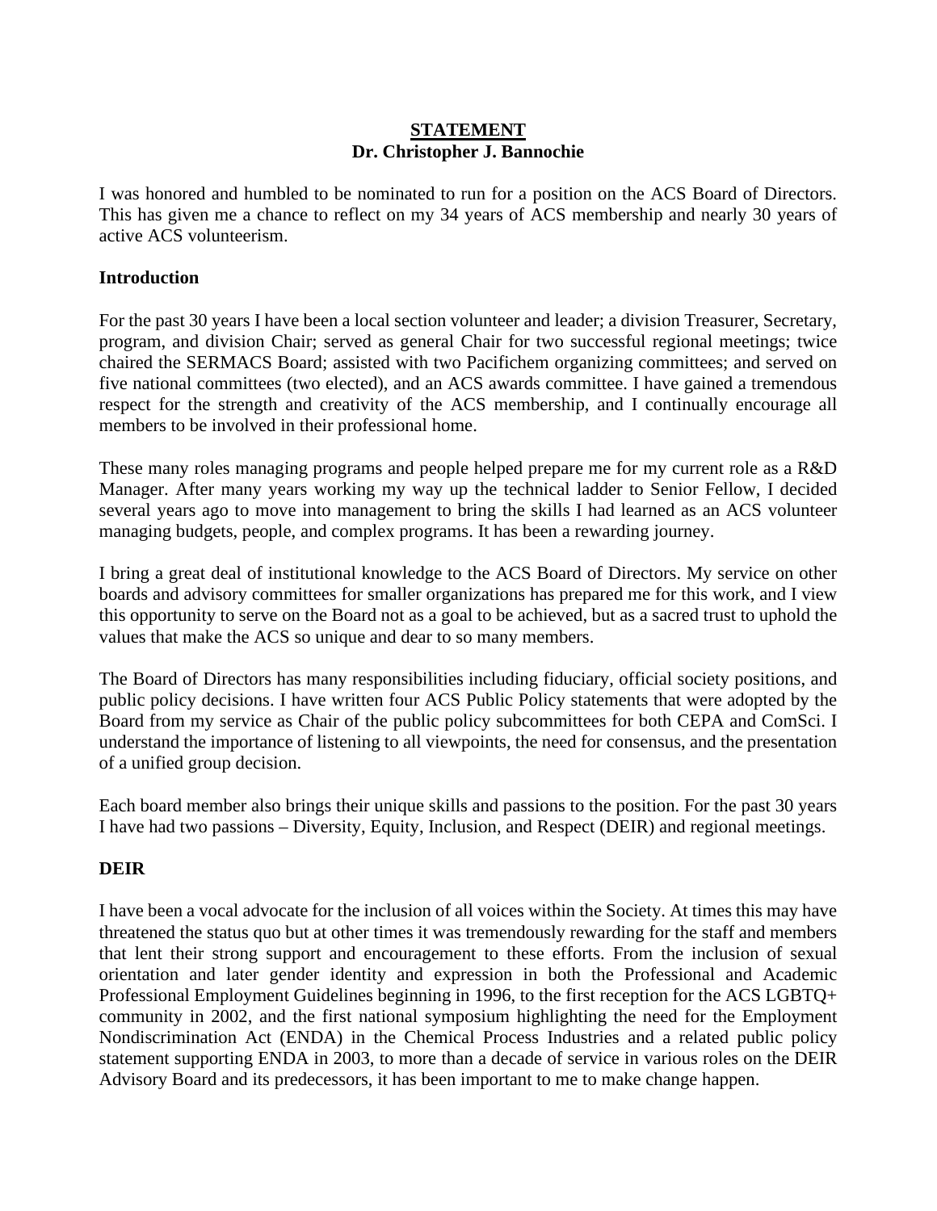**STATEMENT**
**Dr. Christopher J. Bannochie**

I was honored and humbled to be nominated to run for a position on the ACS Board of Directors. This has given me a chance to reflect on my 34 years of ACS membership and nearly 30 years of active ACS volunteerism.

## Introduction

For the past 30 years I have been a local section volunteer and leader; a division Treasurer, Secretary, program, and division Chair; served as general Chair for two successful regional meetings; twice chaired the SERMACS Board; assisted with two Pacifichem organizing committees; and served on five national committees (two elected), and an ACS awards committee. I have gained a tremendous respect for the strength and creativity of the ACS membership, and I continually encourage all members to be involved in their professional home.

These many roles managing programs and people helped prepare me for my current role as a R&D Manager. After many years working my way up the technical ladder to Senior Fellow, I decided several years ago to move into management to bring the skills I had learned as an ACS volunteer managing budgets, people, and complex programs. It has been a rewarding journey.

I bring a great deal of institutional knowledge to the ACS Board of Directors. My service on other boards and advisory committees for smaller organizations has prepared me for this work, and I view this opportunity to serve on the Board not as a goal to be achieved, but as a sacred trust to uphold the values that make the ACS so unique and dear to so many members.

The Board of Directors has many responsibilities including fiduciary, official society positions, and public policy decisions. I have written four ACS Public Policy statements that were adopted by the Board from my service as Chair of the public policy subcommittees for both CEPA and ComSci. I understand the importance of listening to all viewpoints, the need for consensus, and the presentation of a unified group decision.

Each board member also brings their unique skills and passions to the position. For the past 30 years I have had two passions – Diversity, Equity, Inclusion, and Respect (DEIR) and regional meetings.

## DEIR

I have been a vocal advocate for the inclusion of all voices within the Society. At times this may have threatened the status quo but at other times it was tremendously rewarding for the staff and members that lent their strong support and encouragement to these efforts. From the inclusion of sexual orientation and later gender identity and expression in both the Professional and Academic Professional Employment Guidelines beginning in 1996, to the first reception for the ACS LGBTQ+ community in 2002, and the first national symposium highlighting the need for the Employment Nondiscrimination Act (ENDA) in the Chemical Process Industries and a related public policy statement supporting ENDA in 2003, to more than a decade of service in various roles on the DEIR Advisory Board and its predecessors, it has been important to me to make change happen.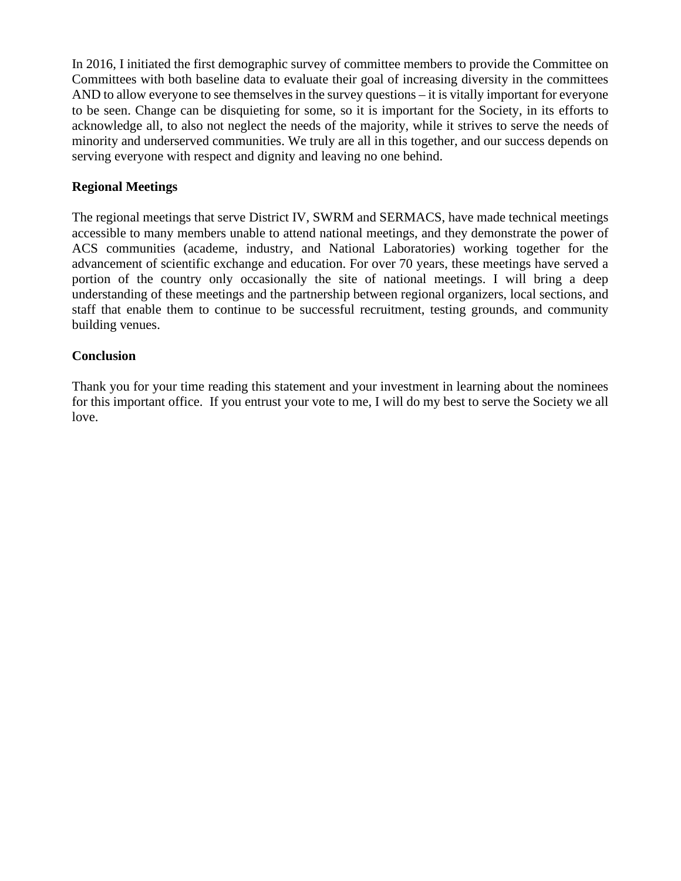In 2016, I initiated the first demographic survey of committee members to provide the Committee on Committees with both baseline data to evaluate their goal of increasing diversity in the committees AND to allow everyone to see themselves in the survey questions – it is vitally important for everyone to be seen. Change can be disquieting for some, so it is important for the Society, in its efforts to acknowledge all, to also not neglect the needs of the majority, while it strives to serve the needs of minority and underserved communities. We truly are all in this together, and our success depends on serving everyone with respect and dignity and leaving no one behind.

**Regional Meetings**

The regional meetings that serve District IV, SWRM and SERMACS, have made technical meetings accessible to many members unable to attend national meetings, and they demonstrate the power of ACS communities (academe, industry, and National Laboratories) working together for the advancement of scientific exchange and education. For over 70 years, these meetings have served a portion of the country only occasionally the site of national meetings. I will bring a deep understanding of these meetings and the partnership between regional organizers, local sections, and staff that enable them to continue to be successful recruitment, testing grounds, and community building venues.

**Conclusion**

Thank you for your time reading this statement and your investment in learning about the nominees for this important office. If you entrust your vote to me, I will do my best to serve the Society we all love.